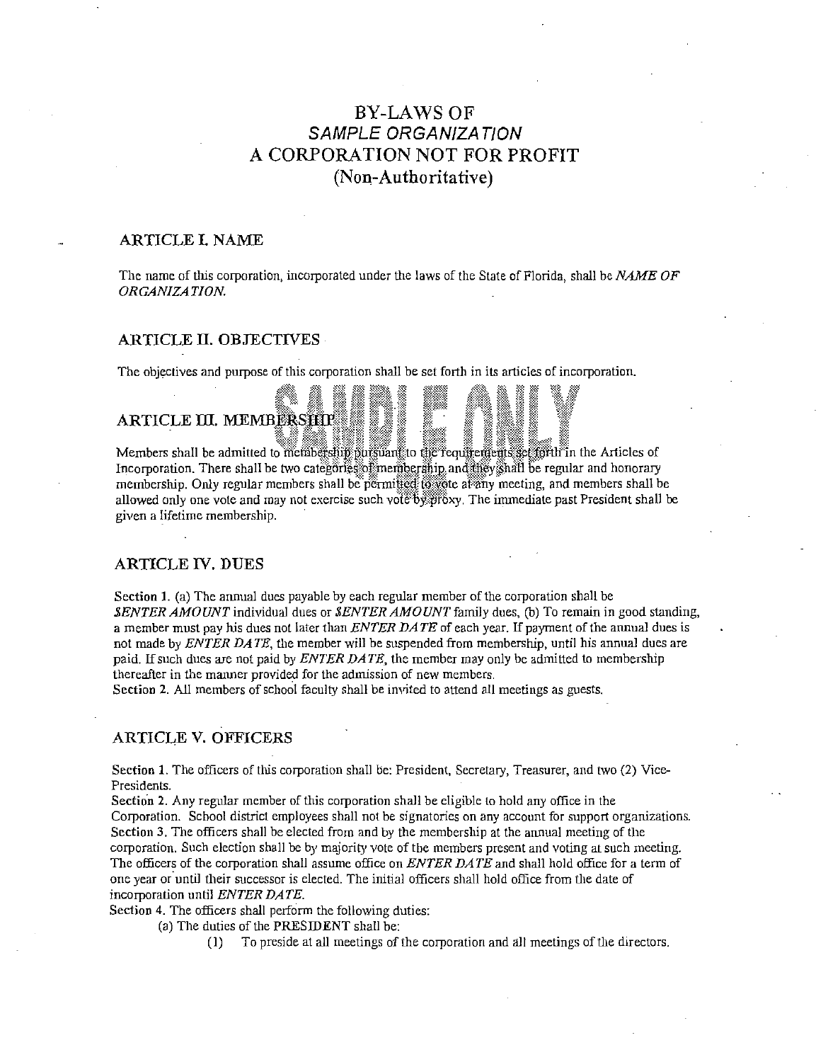# BY-LAWS OF
# *SAMPLE ORGANIZATION*
# A CORPORATION NOT FOR PROFIT
# (Non-Authoritative)

## ARTICLE I. NAME

The name of this corporation, incorporated under the laws of the State of Florida, shall be *NAME OF ORGANIZATION.*

## ARTICLE II. OBJECTIVES

The objectives and purpose of this corporation shall be set forth in its articles of incorporation.

## ARTICLE III. MEMBERSHIP

Members shall be admitted to membership pursuant to the requirements set forth in the Articles of Incorporation. There shall be two categories of membership and they shall be regular and honorary membership. Only regular members shall be permitted to vote at any meeting, and members shall be allowed only one vote and may not exercise such vote by proxy. The immediate past President shall be given a lifetime membership.

## ARTICLE IV. DUES

**Section 1.** (a) The annual dues payable by each regular member of the corporation shall be *$ENTER AMOUNT* individual dues or *$ENTER AMOUNT* family dues, (b) To remain in good standing, a member must pay his dues not later than *ENTER DATE* of each year. If payment of the annual dues is not made by *ENTER DATE*, the member will be suspended from membership, until his annual dues are paid. If such dues are not paid by *ENTER DATE*, the member may only be admitted to membership thereafter in the manner provided for the admission of new members.
**Section 2.** All members of school faculty shall be invited to attend all meetings as guests.

## ARTICLE V. OFFICERS

**Section 1.** The officers of this corporation shall be: President, Secretary, Treasurer, and two (2) Vice-Presidents.
**Section 2.** Any regular member of this corporation shall be eligible to hold any office in the Corporation. School district employees shall not be signatories on any account for support organizations.
**Section 3.** The officers shall be elected from and by the membership at the annual meeting of the corporation. Such election shall be by majority vote of the members present and voting at such meeting. The officers of the corporation shall assume office on *ENTER DATE* and shall hold office for a term of one year or until their successor is elected. The initial officers shall hold office from the date of incorporation until *ENTER DATE.*
**Section 4.** The officers shall perform the following duties:

(a) The duties of the PRESIDENT shall be:

(1) To preside at all meetings of the corporation and all meetings of the directors.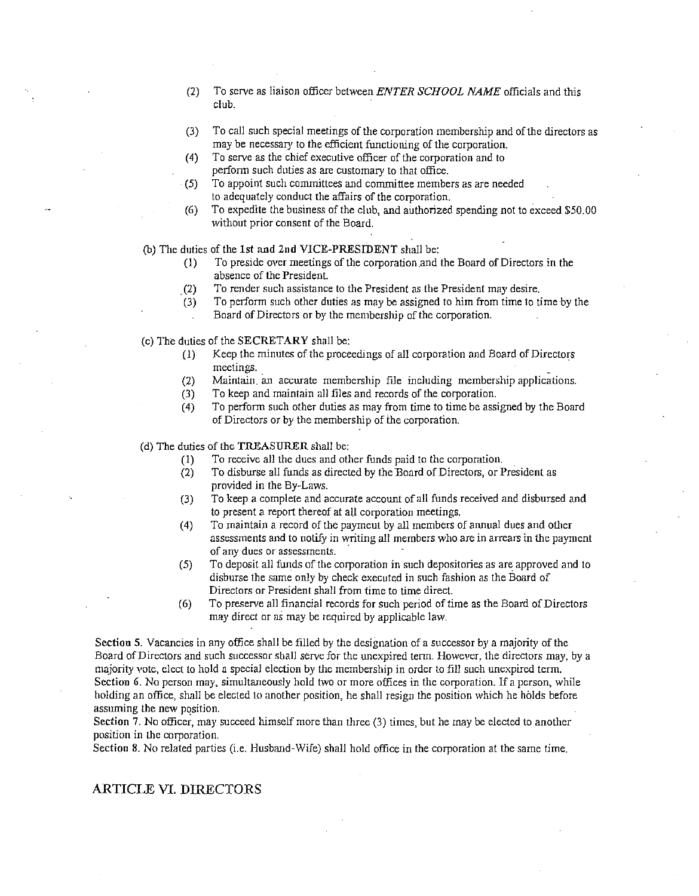(2) To serve as liaison officer between *ENTER SCHOOL NAME* officials and this club.

(3) To call such special meetings of the corporation membership and of the directors as may be necessary to the efficient functioning of the corporation.

(4) To serve as the chief executive officer of the corporation and to perform such duties as are customary to that office.

(5) To appoint such committees and committee members as are needed to adequately conduct the affairs of the corporation.

(6) To expedite the business of the club, and authorized spending not to exceed $50.00 without prior consent of the Board.

(b) The duties of the **1st and 2nd VICE-PRESIDENT** shall be:

(1) To preside over meetings of the corporation and the Board of Directors in the absence of the President.

(2) To render such assistance to the President as the President may desire.

(3) To perform such other duties as may be assigned to him from time to time by the Board of Directors or by the membership of the corporation.

(c) The duties of the **SECRETARY** shall be:

(1) Keep the minutes of the proceedings of all corporation and Board of Directors meetings.

(2) Maintain an accurate membership file including membership applications.

(3) To keep and maintain all files and records of the corporation.

(4) To perform such other duties as may from time to time be assigned by the Board of Directors or by the membership of the corporation.

(d) The duties of the **TREASURER** shall be:

(1) To receive all the dues and other funds paid to the corporation.

(2) To disburse all funds as directed by the Board of Directors, or President as provided in the By-Laws.

(3) To keep a complete and accurate account of all funds received and disbursed and to present a report thereof at all corporation meetings.

(4) To maintain a record of the payment by all members of annual dues and other assessments and to notify in writing all members who are in arrears in the payment of any dues or assessments.

(5) To deposit all funds of the corporation in such depositories as are approved and to disburse the same only by check executed in such fashion as the Board of Directors or President shall from time to time direct.

(6) To preserve all financial records for such period of time as the Board of Directors may direct or as may be required by applicable law.

**Section 5.** Vacancies in any office shall be filled by the designation of a successor by a majority of the Board of Directors and such successor shall serve for the unexpired term. However, the directors may, by a majority vote, elect to hold a special election by the membership in order to fill such unexpired term.
**Section 6.** No person may, simultaneously hold two or more offices in the corporation. If a person, while holding an office, shall be elected to another position, he shall resign the position which he holds before assuming the new position.
**Section 7.** No officer, may succeed himself more than three (3) times, but he may be elected to another position in the corporation.
**Section 8.** No related parties (i.e. Husband-Wife) shall hold office in the corporation at the same time.

## ARTICLE VI. DIRECTORS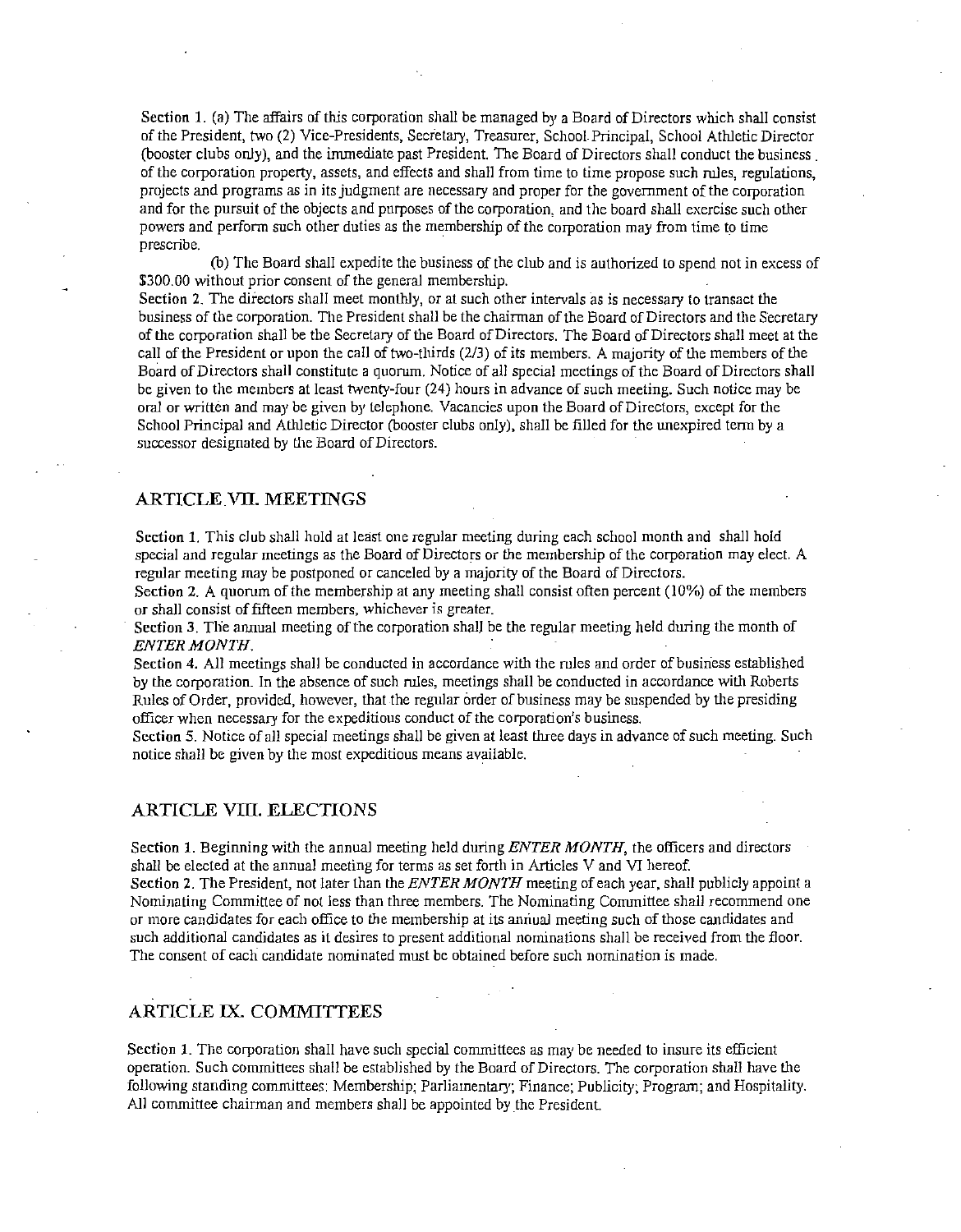**Section 1.** (a) The affairs of this corporation shall be managed by a Board of Directors which shall consist of the President, two (2) Vice-Presidents, Secretary, Treasurer, School Principal, School Athletic Director (booster clubs only), and the immediate past President. The Board of Directors shall conduct the business of the corporation property, assets, and effects and shall from time to time propose such rules, regulations, projects and programs as in its judgment are necessary and proper for the government of the corporation and for the pursuit of the objects and purposes of the corporation, and the board shall exercise such other powers and perform such other duties as the membership of the corporation may from time to time prescribe.

(b) The Board shall expedite the business of the club and is authorized to spend not in excess of $300.00 without prior consent of the general membership.

**Section 2.** The directors shall meet monthly, or at such other intervals as is necessary to transact the business of the corporation. The President shall be the chairman of the Board of Directors and the Secretary of the corporation shall be the Secretary of the Board of Directors. The Board of Directors shall meet at the call of the President or upon the call of two-thirds (2/3) of its members. A majority of the members of the Board of Directors shall constitute a quorum. Notice of all special meetings of the Board of Directors shall be given to the members at least twenty-four (24) hours in advance of such meeting. Such notice may be oral or written and may be given by telephone. Vacancies upon the Board of Directors, except for the School Principal and Athletic Director (booster clubs only), shall be filled for the unexpired term by a successor designated by the Board of Directors.

## ARTICLE VII. MEETINGS

**Section 1.** This club shall hold at least one regular meeting during each school month and shall hold special and regular meetings as the Board of Directors or the membership of the corporation may elect. A regular meeting may be postponed or canceled by a majority of the Board of Directors.

**Section 2.** A quorum of the membership at any meeting shall consist often percent (10%) of the members or shall consist of fifteen members, whichever is greater.

**Section 3.** The annual meeting of the corporation shall be the regular meeting held during the month of *ENTER MONTH*.

**Section 4.** All meetings shall be conducted in accordance with the rules and order of business established by the corporation. In the absence of such rules, meetings shall be conducted in accordance with Roberts Rules of Order, provided, however, that the regular order of business may be suspended by the presiding officer when necessary for the expeditious conduct of the corporation's business.

**Section 5.** Notice of all special meetings shall be given at least three days in advance of such meeting. Such notice shall be given by the most expeditious means available.

## ARTICLE VIII. ELECTIONS

**Section 1.** Beginning with the annual meeting held during *ENTER MONTH*, the officers and directors shall be elected at the annual meeting for terms as set forth in Articles V and VI hereof.

**Section 2.** The President, not later than the *ENTER MONTH* meeting of each year, shall publicly appoint a Nominating Committee of not less than three members. The Nominating Committee shall recommend one or more candidates for each office to the membership at its annual meeting such of those candidates and such additional candidates as it desires to present additional nominations shall be received from the floor. The consent of each candidate nominated must be obtained before such nomination is made.

## ARTICLE IX. COMMITTEES

**Section 1.** The corporation shall have such special committees as may be needed to insure its efficient operation. Such committees shall be established by the Board of Directors. The corporation shall have the following standing committees: Membership; Parliamentary; Finance; Publicity; Program; and Hospitality. All committee chairman and members shall be appointed by the President.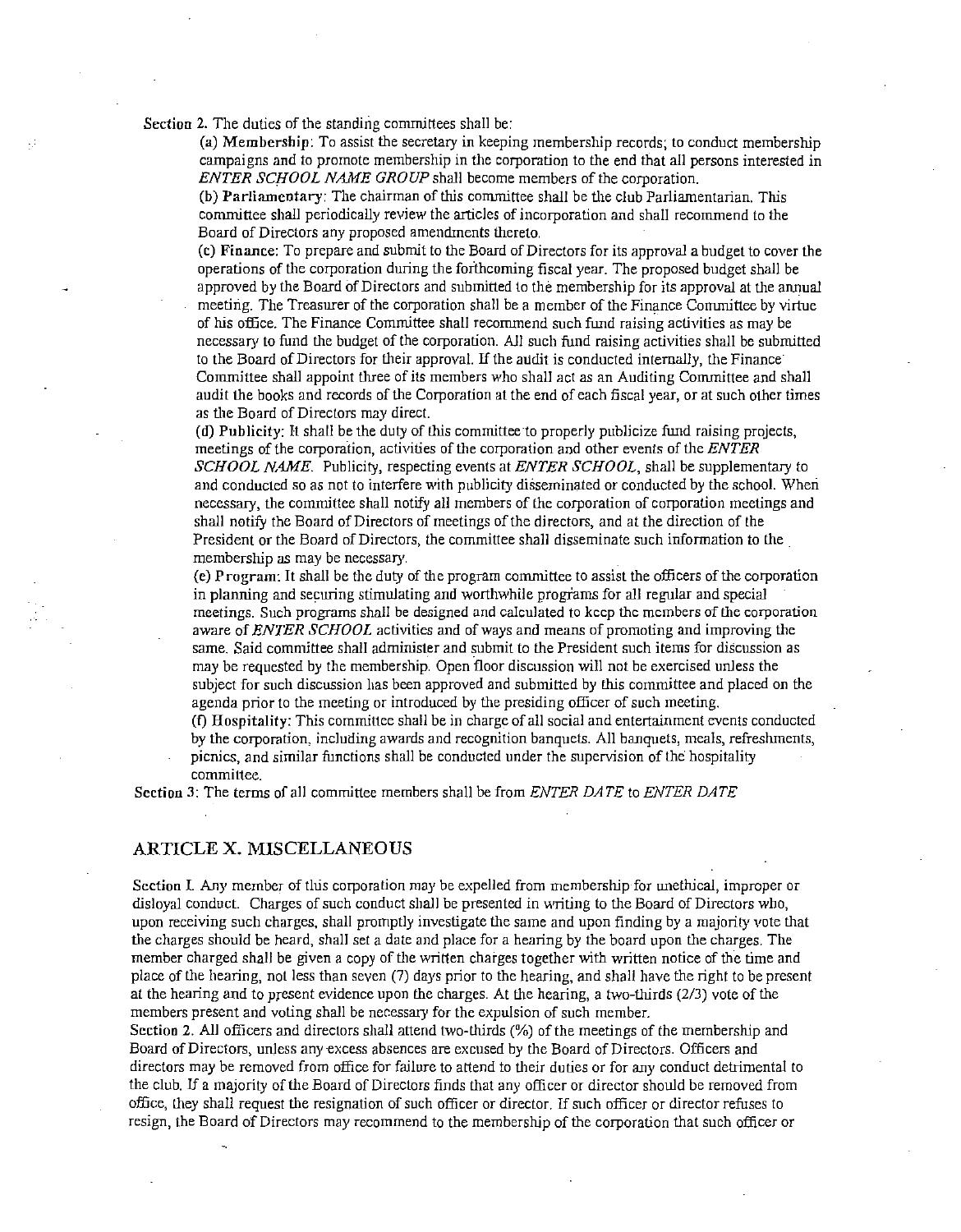Section 2. The duties of the standing committees shall be:

(a) **Membership**: To assist the secretary in keeping membership records; to conduct membership campaigns and to promote membership in the corporation to the end that all persons interested in *ENTER SCHOOL NAME GROUP* shall become members of the corporation.

(b) **Parliamentary**: The chairman of this committee shall be the club Parliamentarian. This committee shall periodically review the articles of incorporation and shall recommend to the Board of Directors any proposed amendments thereto.

(c) **Finance**: To prepare and submit to the Board of Directors for its approval a budget to cover the operations of the corporation during the forthcoming fiscal year. The proposed budget shall be approved by the Board of Directors and submitted to the membership for its approval at the annual meeting. The Treasurer of the corporation shall be a member of the Finance Committee by virtue of his office. The Finance Committee shall recommend such fund raising activities as may be necessary to fund the budget of the corporation. All such fund raising activities shall be submitted to the Board of Directors for their approval. If the audit is conducted internally, the Finance Committee shall appoint three of its members who shall act as an Auditing Committee and shall audit the books and records of the Corporation at the end of each fiscal year, or at such other times as the Board of Directors may direct.

(d) **Publicity**: It shall be the duty of this committee to properly publicize fund raising projects, meetings of the corporation, activities of the corporation and other events of the *ENTER SCHOOL NAME*. Publicity, respecting events at *ENTER SCHOOL*, shall be supplementary to and conducted so as not to interfere with publicity disseminated or conducted by the school. When necessary, the committee shall notify all members of the corporation of corporation meetings and shall notify the Board of Directors of meetings of the directors, and at the direction of the President or the Board of Directors, the committee shall disseminate such information to the membership as may be necessary.

(e) **Program**: It shall be the duty of the program committee to assist the officers of the corporation in planning and securing stimulating and worthwhile programs for all regular and special meetings. Such programs shall be designed and calculated to keep the members of the corporation aware of *ENTER SCHOOL* activities and of ways and means of promoting and improving the same. Said committee shall administer and submit to the President such items for discussion as may be requested by the membership. Open floor discussion will not be exercised unless the subject for such discussion has been approved and submitted by this committee and placed on the agenda prior to the meeting or introduced by the presiding officer of such meeting.

(f) **Hospitality**: This committee shall be in charge of all social and entertainment events conducted by the corporation, including awards and recognition banquets. All banquets, meals, refreshments, picnics, and similar functions shall be conducted under the supervision of the hospitality committee.

Section 3: The terms of all committee members shall be from *ENTER DATE* to *ENTER DATE*

## ARTICLE X. MISCELLANEOUS

Section 1. Any member of this corporation may be expelled from membership for unethical, improper or disloyal conduct. Charges of such conduct shall be presented in writing to the Board of Directors who, upon receiving such charges, shall promptly investigate the same and upon finding by a majority vote that the charges should be heard, shall set a date and place for a hearing by the board upon the charges. The member charged shall be given a copy of the written charges together with written notice of the time and place of the hearing, not less than seven (7) days prior to the hearing, and shall have the right to be present at the hearing and to present evidence upon the charges. At the hearing, a two-thirds (2/3) vote of the members present and voting shall be necessary for the expulsion of such member.

Section 2. All officers and directors shall attend two-thirds (%) of the meetings of the membership and Board of Directors, unless any excess absences are excused by the Board of Directors. Officers and directors may be removed from office for failure to attend to their duties or for any conduct detrimental to the club. If a majority of the Board of Directors finds that any officer or director should be removed from office, they shall request the resignation of such officer or director. If such officer or director refuses to resign, the Board of Directors may recommend to the membership of the corporation that such officer or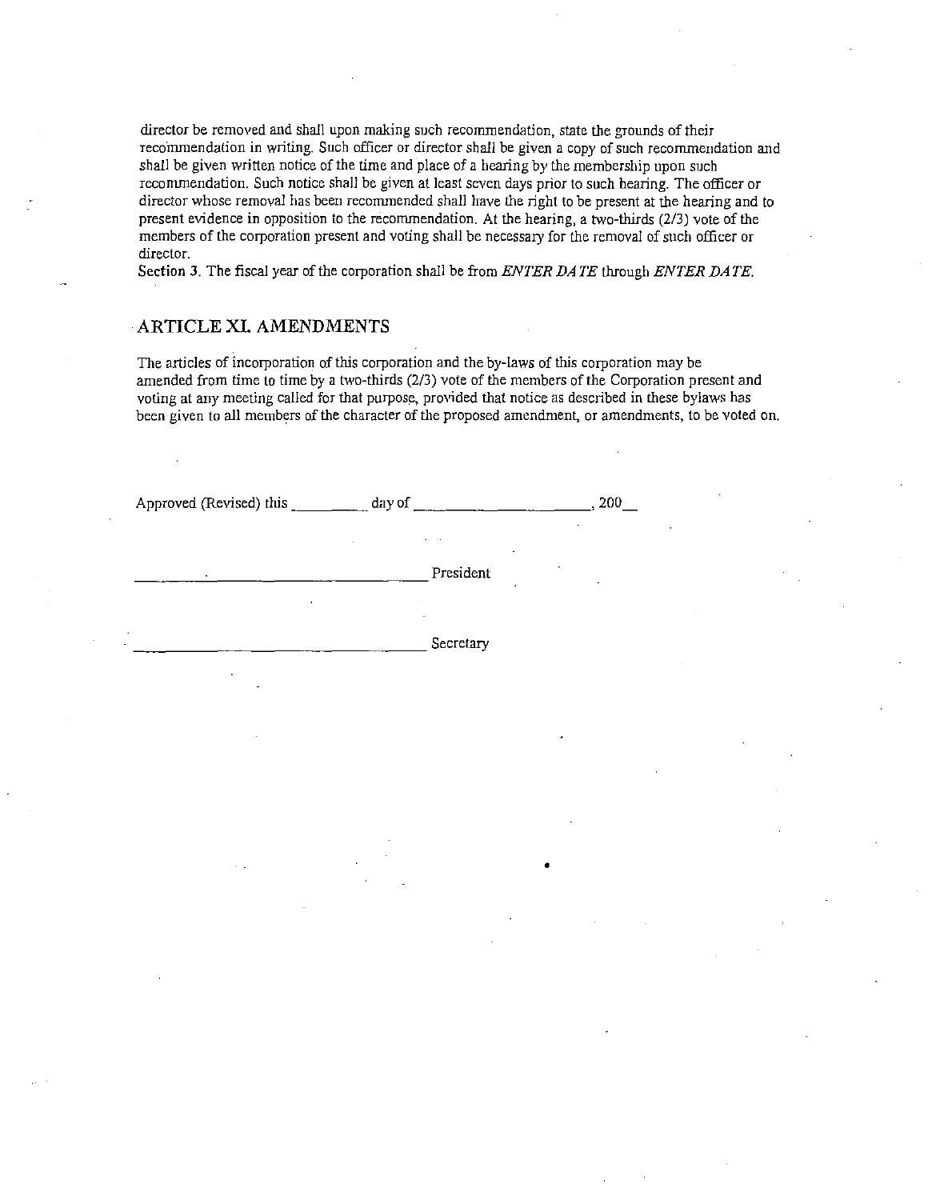director be removed and shall upon making such recommendation, state the grounds of their recommendation in writing. Such officer or director shall be given a copy of such recommendation and shall be given written notice of the time and place of a hearing by the membership upon such recommendation. Such notice shall be given at least seven days prior to such hearing. The officer or director whose removal has been recommended shall have the right to be present at the hearing and to present evidence in opposition to the recommendation. At the hearing, a two-thirds (2/3) vote of the members of the corporation present and voting shall be necessary for the removal of such officer or director.

**Section 3.** The fiscal year of the corporation shall be from *ENTER DATE* through *ENTER DATE.*

## ARTICLE XI. AMENDMENTS

The articles of incorporation of this corporation and the by-laws of this corporation may be amended from time to time by a two-thirds (2/3) vote of the members of the Corporation present and voting at any meeting called for that purpose, provided that notice as described in these bylaws has been given to all members of the character of the proposed amendment, or amendments, to be voted on.

Approved (Revised) this _________ day of _____________________, 200__

_________________________________ President

_________________________________ Secretary